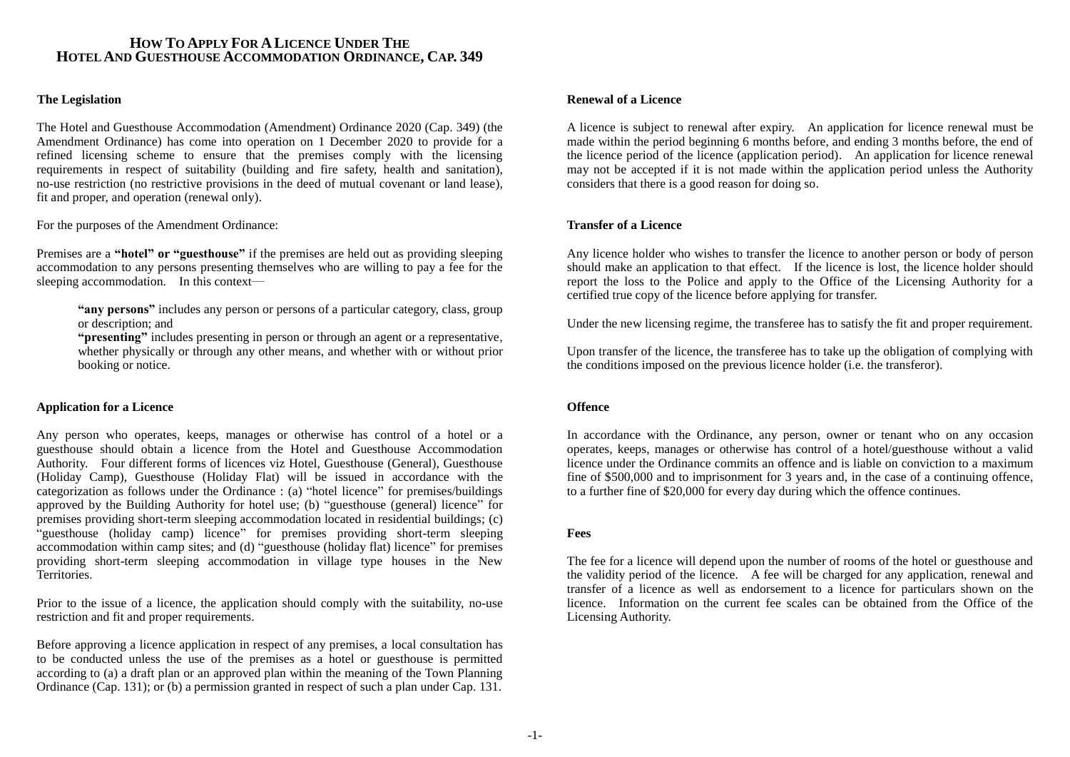# How To Apply For A Licence Under The Hotel And Guesthouse Accommodation Ordinance, Cap. 349

## The Legislation

The Hotel and Guesthouse Accommodation (Amendment) Ordinance 2020 (Cap. 349) (the Amendment Ordinance) has come into operation on 1 December 2020 to provide for a refined licensing scheme to ensure that the premises comply with the licensing requirements in respect of suitability (building and fire safety, health and sanitation), no-use restriction (no restrictive provisions in the deed of mutual covenant or land lease), fit and proper, and operation (renewal only).

For the purposes of the Amendment Ordinance:

Premises are a **"hotel" or "guesthouse"** if the premises are held out as providing sleeping accommodation to any persons presenting themselves who are willing to pay a fee for the sleeping accommodation. In this context—

> **"any persons"** includes any person or persons of a particular category, class, group or description; and
> **"presenting"** includes presenting in person or through an agent or a representative, whether physically or through any other means, and whether with or without prior booking or notice.

## Application for a Licence

Any person who operates, keeps, manages or otherwise has control of a hotel or a guesthouse should obtain a licence from the Hotel and Guesthouse Accommodation Authority. Four different forms of licences viz Hotel, Guesthouse (General), Guesthouse (Holiday Camp), Guesthouse (Holiday Flat) will be issued in accordance with the categorization as follows under the Ordinance : (a) "hotel licence" for premises/buildings approved by the Building Authority for hotel use; (b) "guesthouse (general) licence" for premises providing short-term sleeping accommodation located in residential buildings; (c) "guesthouse (holiday camp) licence" for premises providing short-term sleeping accommodation within camp sites; and (d) "guesthouse (holiday flat) licence" for premises providing short-term sleeping accommodation in village type houses in the New Territories.

Prior to the issue of a licence, the application should comply with the suitability, no-use restriction and fit and proper requirements.

Before approving a licence application in respect of any premises, a local consultation has to be conducted unless the use of the premises as a hotel or guesthouse is permitted according to (a) a draft plan or an approved plan within the meaning of the Town Planning Ordinance (Cap. 131); or (b) a permission granted in respect of such a plan under Cap. 131.

## Renewal of a Licence

A licence is subject to renewal after expiry. An application for licence renewal must be made within the period beginning 6 months before, and ending 3 months before, the end of the licence period of the licence (application period). An application for licence renewal may not be accepted if it is not made within the application period unless the Authority considers that there is a good reason for doing so.

## Transfer of a Licence

Any licence holder who wishes to transfer the licence to another person or body of person should make an application to that effect. If the licence is lost, the licence holder should report the loss to the Police and apply to the Office of the Licensing Authority for a certified true copy of the licence before applying for transfer.

Under the new licensing regime, the transferee has to satisfy the fit and proper requirement.

Upon transfer of the licence, the transferee has to take up the obligation of complying with the conditions imposed on the previous licence holder (i.e. the transferor).

## Offence

In accordance with the Ordinance, any person, owner or tenant who on any occasion operates, keeps, manages or otherwise has control of a hotel/guesthouse without a valid licence under the Ordinance commits an offence and is liable on conviction to a maximum fine of $500,000 and to imprisonment for 3 years and, in the case of a continuing offence, to a further fine of $20,000 for every day during which the offence continues.

## Fees

The fee for a licence will depend upon the number of rooms of the hotel or guesthouse and the validity period of the licence. A fee will be charged for any application, renewal and transfer of a licence as well as endorsement to a licence for particulars shown on the licence. Information on the current fee scales can be obtained from the Office of the Licensing Authority.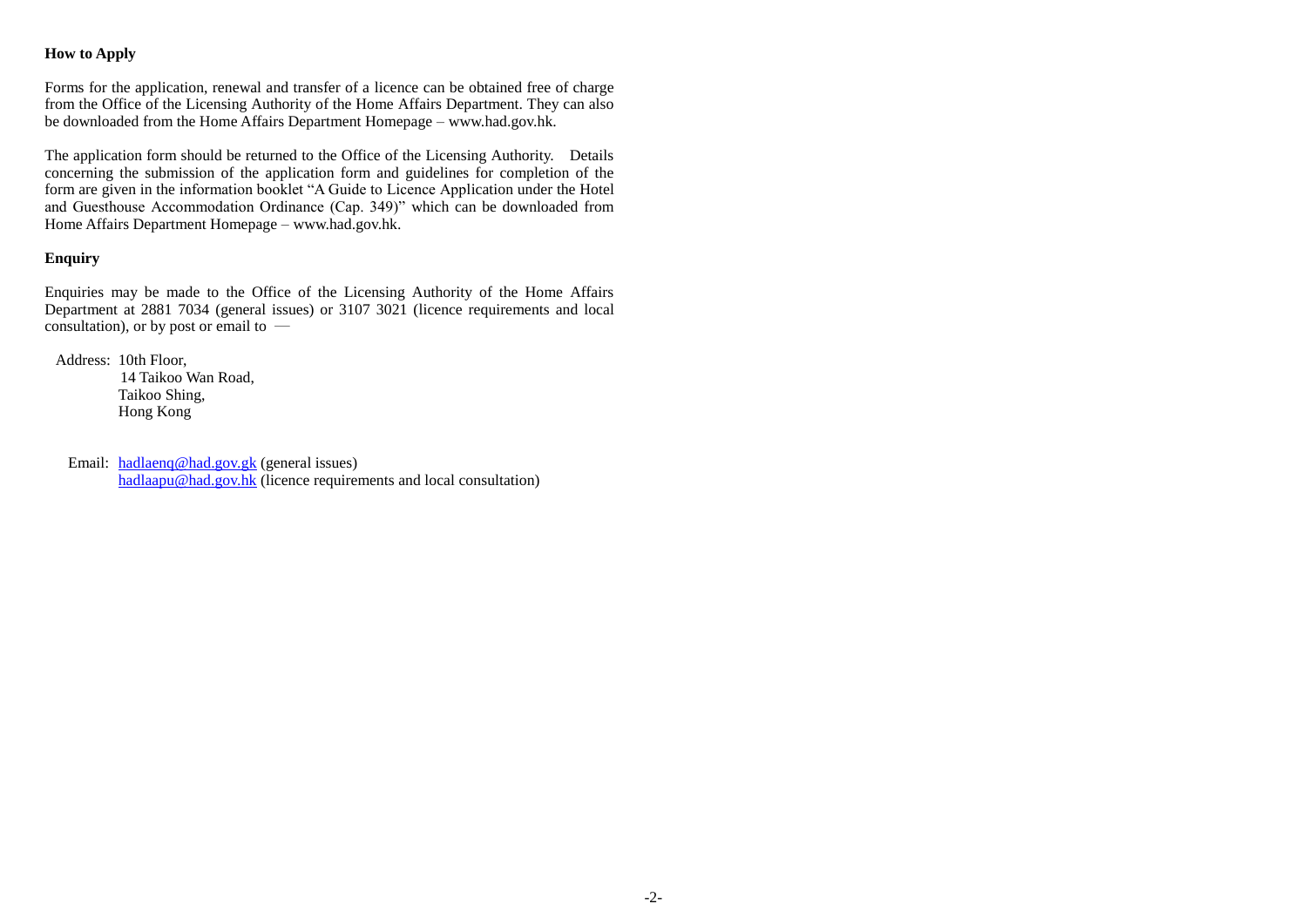**How to Apply**

Forms for the application, renewal and transfer of a licence can be obtained free of charge from the Office of the Licensing Authority of the Home Affairs Department. They can also be downloaded from the Home Affairs Department Homepage – www.had.gov.hk.

The application form should be returned to the Office of the Licensing Authority. Details concerning the submission of the application form and guidelines for completion of the form are given in the information booklet "A Guide to Licence Application under the Hotel and Guesthouse Accommodation Ordinance (Cap. 349)" which can be downloaded from Home Affairs Department Homepage – www.had.gov.hk.

**Enquiry**

Enquiries may be made to the Office of the Licensing Authority of the Home Affairs Department at 2881 7034 (general issues) or 3107 3021 (licence requirements and local consultation), or by post or email to —

Address: 10th Floor,
14 Taikoo Wan Road,
Taikoo Shing,
Hong Kong

Email: hadlaenq@had.gov.gk (general issues)
hadlaapu@had.gov.hk (licence requirements and local consultation)